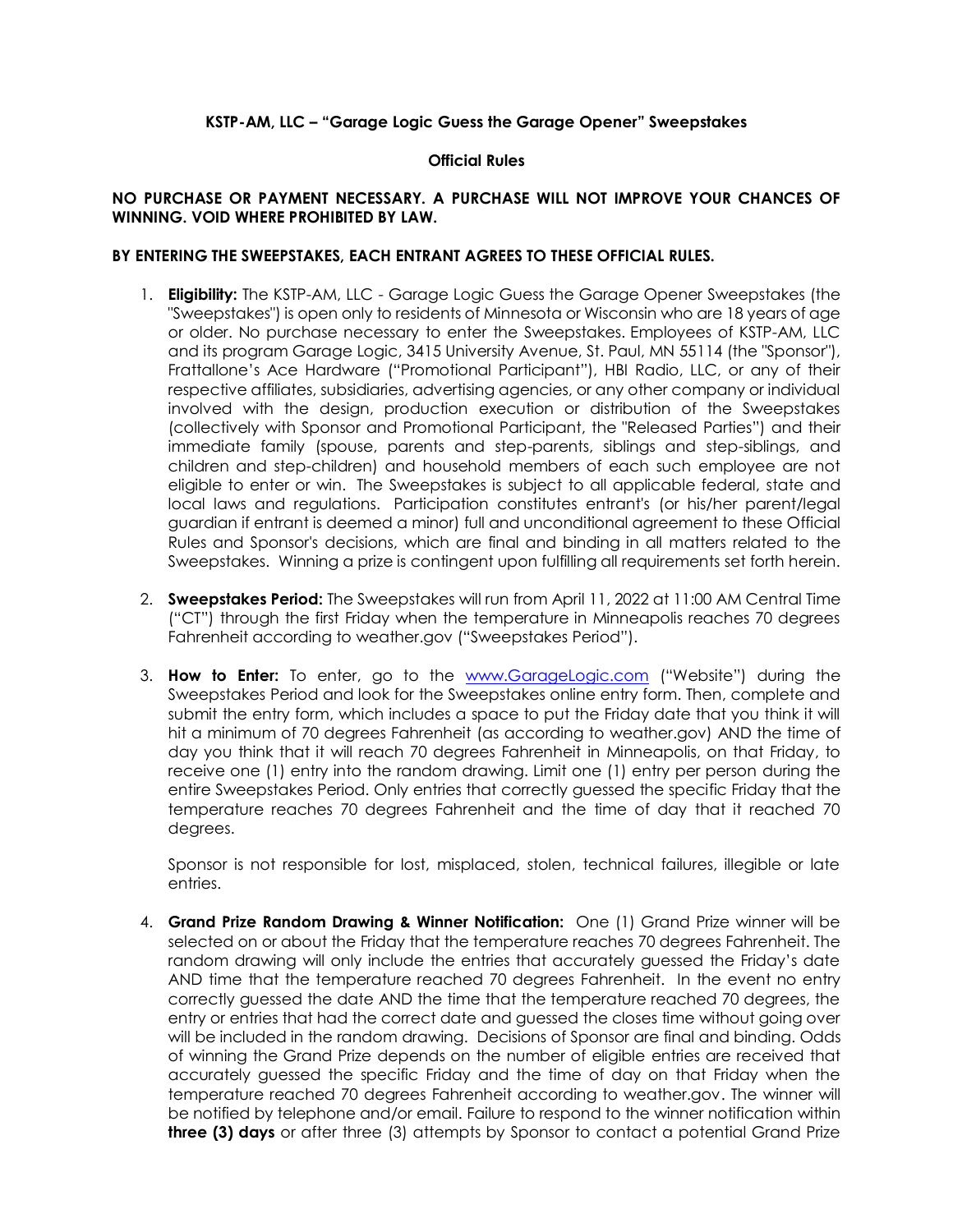**KSTP-AM, LLC – "Garage Logic Guess the Garage Opener" Sweepstakes**

**Official Rules**

**NO PURCHASE OR PAYMENT NECESSARY. A PURCHASE WILL NOT IMPROVE YOUR CHANCES OF WINNING. VOID WHERE PROHIBITED BY LAW.**

**BY ENTERING THE SWEEPSTAKES, EACH ENTRANT AGREES TO THESE OFFICIAL RULES.**

1. **Eligibility:** The KSTP-AM, LLC - Garage Logic Guess the Garage Opener Sweepstakes (the "Sweepstakes") is open only to residents of Minnesota or Wisconsin who are 18 years of age or older. No purchase necessary to enter the Sweepstakes. Employees of KSTP-AM, LLC and its program Garage Logic, 3415 University Avenue, St. Paul, MN 55114 (the "Sponsor"), Frattallone's Ace Hardware ("Promotional Participant"), HBI Radio, LLC, or any of their respective affiliates, subsidiaries, advertising agencies, or any other company or individual involved with the design, production execution or distribution of the Sweepstakes (collectively with Sponsor and Promotional Participant, the "Released Parties") and their immediate family (spouse, parents and step-parents, siblings and step-siblings, and children and step-children) and household members of each such employee are not eligible to enter or win. The Sweepstakes is subject to all applicable federal, state and local laws and regulations. Participation constitutes entrant's (or his/her parent/legal guardian if entrant is deemed a minor) full and unconditional agreement to these Official Rules and Sponsor's decisions, which are final and binding in all matters related to the Sweepstakes. Winning a prize is contingent upon fulfilling all requirements set forth herein.

2. **Sweepstakes Period:** The Sweepstakes will run from April 11, 2022 at 11:00 AM Central Time ("CT") through the first Friday when the temperature in Minneapolis reaches 70 degrees Fahrenheit according to weather.gov ("Sweepstakes Period").

3. **How to Enter:** To enter, go to the www.GarageLogic.com ("Website") during the Sweepstakes Period and look for the Sweepstakes online entry form. Then, complete and submit the entry form, which includes a space to put the Friday date that you think it will hit a minimum of 70 degrees Fahrenheit (as according to weather.gov) AND the time of day you think that it will reach 70 degrees Fahrenheit in Minneapolis, on that Friday, to receive one (1) entry into the random drawing. Limit one (1) entry per person during the entire Sweepstakes Period. Only entries that correctly guessed the specific Friday that the temperature reaches 70 degrees Fahrenheit and the time of day that it reached 70 degrees.

   Sponsor is not responsible for lost, misplaced, stolen, technical failures, illegible or late entries.

4. **Grand Prize Random Drawing & Winner Notification:** One (1) Grand Prize winner will be selected on or about the Friday that the temperature reaches 70 degrees Fahrenheit. The random drawing will only include the entries that accurately guessed the Friday's date AND time that the temperature reached 70 degrees Fahrenheit. In the event no entry correctly guessed the date AND the time that the temperature reached 70 degrees, the entry or entries that had the correct date and guessed the closes time without going over will be included in the random drawing. Decisions of Sponsor are final and binding. Odds of winning the Grand Prize depends on the number of eligible entries are received that accurately guessed the specific Friday and the time of day on that Friday when the temperature reached 70 degrees Fahrenheit according to weather.gov. The winner will be notified by telephone and/or email. Failure to respond to the winner notification within **three (3) days** or after three (3) attempts by Sponsor to contact a potential Grand Prize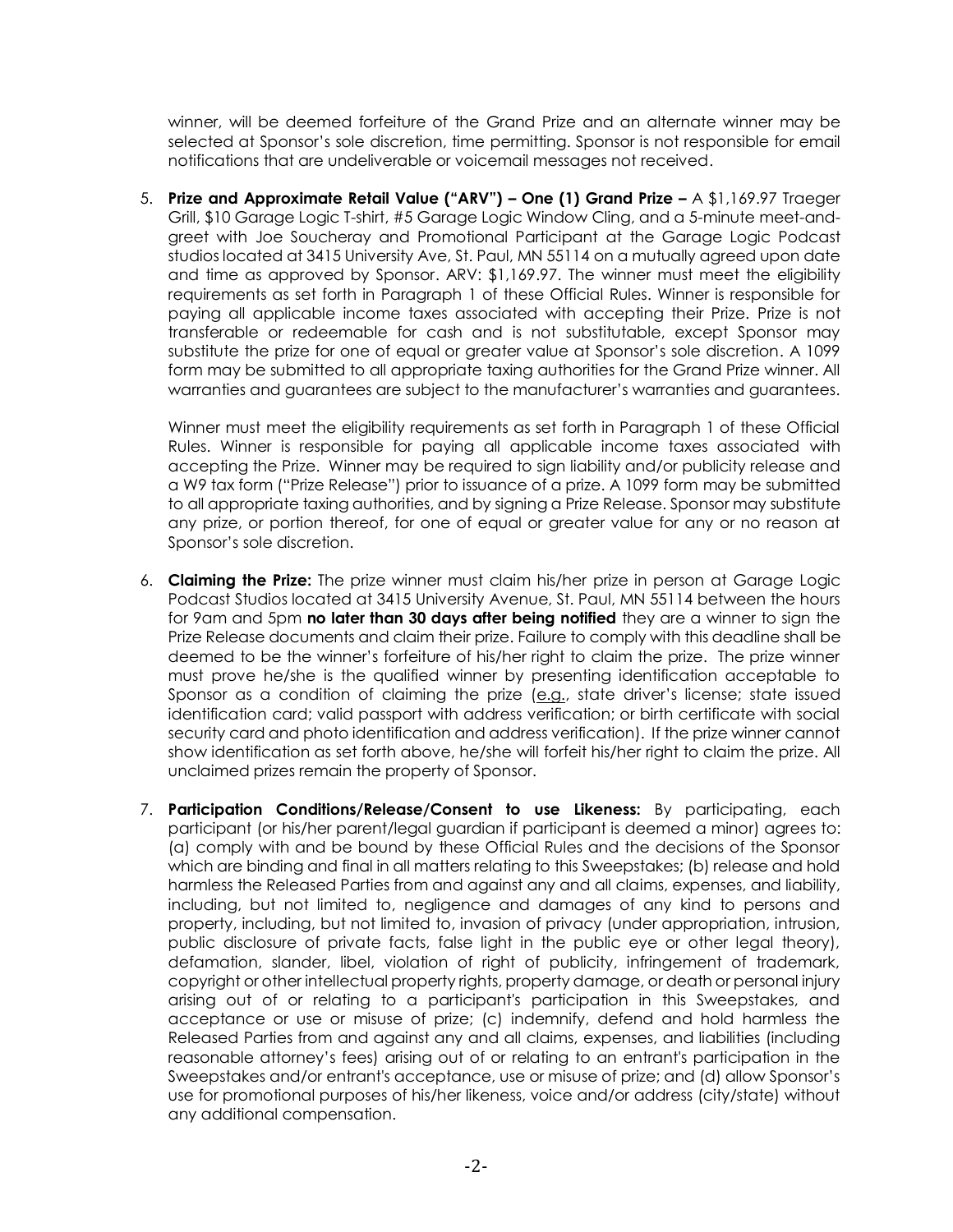winner, will be deemed forfeiture of the Grand Prize and an alternate winner may be selected at Sponsor's sole discretion, time permitting. Sponsor is not responsible for email notifications that are undeliverable or voicemail messages not received.

5. **Prize and Approximate Retail Value ("ARV") – One (1) Grand Prize –** A $1,169.97 Traeger Grill, $10 Garage Logic T-shirt, #5 Garage Logic Window Cling, and a 5-minute meet-and-greet with Joe Soucheray and Promotional Participant at the Garage Logic Podcast studios located at 3415 University Ave, St. Paul, MN 55114 on a mutually agreed upon date and time as approved by Sponsor. ARV: $1,169.97. The winner must meet the eligibility requirements as set forth in Paragraph 1 of these Official Rules. Winner is responsible for paying all applicable income taxes associated with accepting their Prize. Prize is not transferable or redeemable for cash and is not substitutable, except Sponsor may substitute the prize for one of equal or greater value at Sponsor's sole discretion. A 1099 form may be submitted to all appropriate taxing authorities for the Grand Prize winner. All warranties and guarantees are subject to the manufacturer's warranties and guarantees.

   Winner must meet the eligibility requirements as set forth in Paragraph 1 of these Official Rules. Winner is responsible for paying all applicable income taxes associated with accepting the Prize. Winner may be required to sign liability and/or publicity release and a W9 tax form ("Prize Release") prior to issuance of a prize. A 1099 form may be submitted to all appropriate taxing authorities, and by signing a Prize Release. Sponsor may substitute any prize, or portion thereof, for one of equal or greater value for any or no reason at Sponsor's sole discretion.

6. **Claiming the Prize:** The prize winner must claim his/her prize in person at Garage Logic Podcast Studios located at 3415 University Avenue, St. Paul, MN 55114 between the hours for 9am and 5pm **no later than 30 days after being notified** they are a winner to sign the Prize Release documents and claim their prize. Failure to comply with this deadline shall be deemed to be the winner's forfeiture of his/her right to claim the prize. The prize winner must prove he/she is the qualified winner by presenting identification acceptable to Sponsor as a condition of claiming the prize (e.g., state driver's license; state issued identification card; valid passport with address verification; or birth certificate with social security card and photo identification and address verification). If the prize winner cannot show identification as set forth above, he/she will forfeit his/her right to claim the prize. All unclaimed prizes remain the property of Sponsor.

7. **Participation Conditions/Release/Consent to use Likeness:** By participating, each participant (or his/her parent/legal guardian if participant is deemed a minor) agrees to: (a) comply with and be bound by these Official Rules and the decisions of the Sponsor which are binding and final in all matters relating to this Sweepstakes; (b) release and hold harmless the Released Parties from and against any and all claims, expenses, and liability, including, but not limited to, negligence and damages of any kind to persons and property, including, but not limited to, invasion of privacy (under appropriation, intrusion, public disclosure of private facts, false light in the public eye or other legal theory), defamation, slander, libel, violation of right of publicity, infringement of trademark, copyright or other intellectual property rights, property damage, or death or personal injury arising out of or relating to a participant's participation in this Sweepstakes, and acceptance or use or misuse of prize; (c) indemnify, defend and hold harmless the Released Parties from and against any and all claims, expenses, and liabilities (including reasonable attorney's fees) arising out of or relating to an entrant's participation in the Sweepstakes and/or entrant's acceptance, use or misuse of prize; and (d) allow Sponsor's use for promotional purposes of his/her likeness, voice and/or address (city/state) without any additional compensation.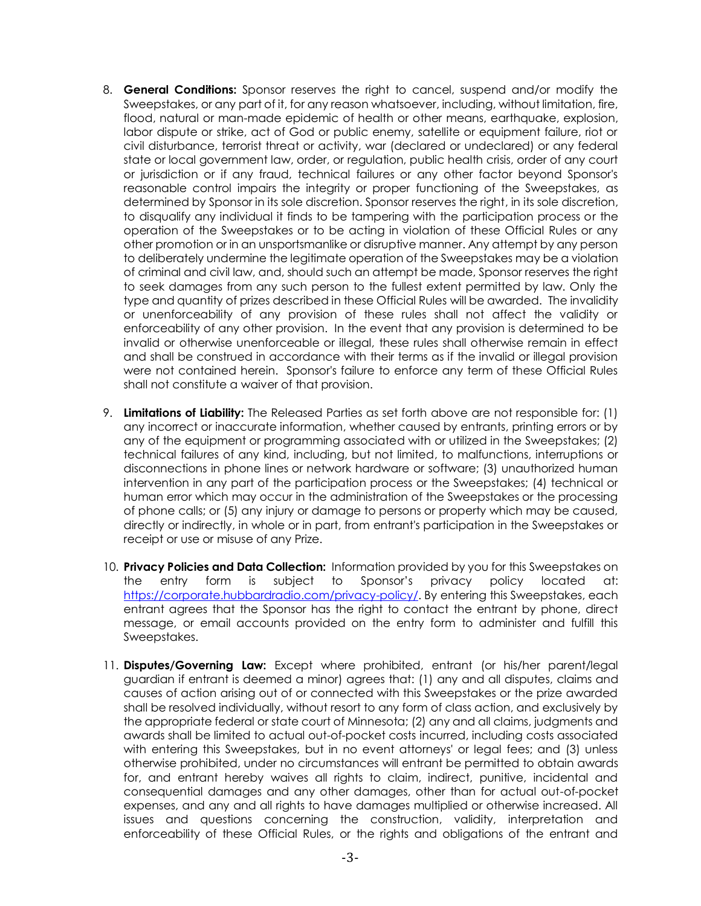8. **General Conditions:** Sponsor reserves the right to cancel, suspend and/or modify the Sweepstakes, or any part of it, for any reason whatsoever, including, without limitation, fire, flood, natural or man-made epidemic of health or other means, earthquake, explosion, labor dispute or strike, act of God or public enemy, satellite or equipment failure, riot or civil disturbance, terrorist threat or activity, war (declared or undeclared) or any federal state or local government law, order, or regulation, public health crisis, order of any court or jurisdiction or if any fraud, technical failures or any other factor beyond Sponsor's reasonable control impairs the integrity or proper functioning of the Sweepstakes, as determined by Sponsor in its sole discretion. Sponsor reserves the right, in its sole discretion, to disqualify any individual it finds to be tampering with the participation process or the operation of the Sweepstakes or to be acting in violation of these Official Rules or any other promotion or in an unsportsmanlike or disruptive manner. Any attempt by any person to deliberately undermine the legitimate operation of the Sweepstakes may be a violation of criminal and civil law, and, should such an attempt be made, Sponsor reserves the right to seek damages from any such person to the fullest extent permitted by law. Only the type and quantity of prizes described in these Official Rules will be awarded. The invalidity or unenforceability of any provision of these rules shall not affect the validity or enforceability of any other provision. In the event that any provision is determined to be invalid or otherwise unenforceable or illegal, these rules shall otherwise remain in effect and shall be construed in accordance with their terms as if the invalid or illegal provision were not contained herein. Sponsor's failure to enforce any term of these Official Rules shall not constitute a waiver of that provision.

9. **Limitations of Liability:** The Released Parties as set forth above are not responsible for: (1) any incorrect or inaccurate information, whether caused by entrants, printing errors or by any of the equipment or programming associated with or utilized in the Sweepstakes; (2) technical failures of any kind, including, but not limited, to malfunctions, interruptions or disconnections in phone lines or network hardware or software; (3) unauthorized human intervention in any part of the participation process or the Sweepstakes; (4) technical or human error which may occur in the administration of the Sweepstakes or the processing of phone calls; or (5) any injury or damage to persons or property which may be caused, directly or indirectly, in whole or in part, from entrant's participation in the Sweepstakes or receipt or use or misuse of any Prize.

10. **Privacy Policies and Data Collection:** Information provided by you for this Sweepstakes on the entry form is subject to Sponsor's privacy policy located at: [https://corporate.hubbardradio.com/privacy-policy/](https://corporate.hubbardradio.com/privacy-policy/). By entering this Sweepstakes, each entrant agrees that the Sponsor has the right to contact the entrant by phone, direct message, or email accounts provided on the entry form to administer and fulfill this Sweepstakes.

11. **Disputes/Governing Law:** Except where prohibited, entrant (or his/her parent/legal guardian if entrant is deemed a minor) agrees that: (1) any and all disputes, claims and causes of action arising out of or connected with this Sweepstakes or the prize awarded shall be resolved individually, without resort to any form of class action, and exclusively by the appropriate federal or state court of Minnesota; (2) any and all claims, judgments and awards shall be limited to actual out-of-pocket costs incurred, including costs associated with entering this Sweepstakes, but in no event attorneys' or legal fees; and (3) unless otherwise prohibited, under no circumstances will entrant be permitted to obtain awards for, and entrant hereby waives all rights to claim, indirect, punitive, incidental and consequential damages and any other damages, other than for actual out-of-pocket expenses, and any and all rights to have damages multiplied or otherwise increased. All issues and questions concerning the construction, validity, interpretation and enforceability of these Official Rules, or the rights and obligations of the entrant and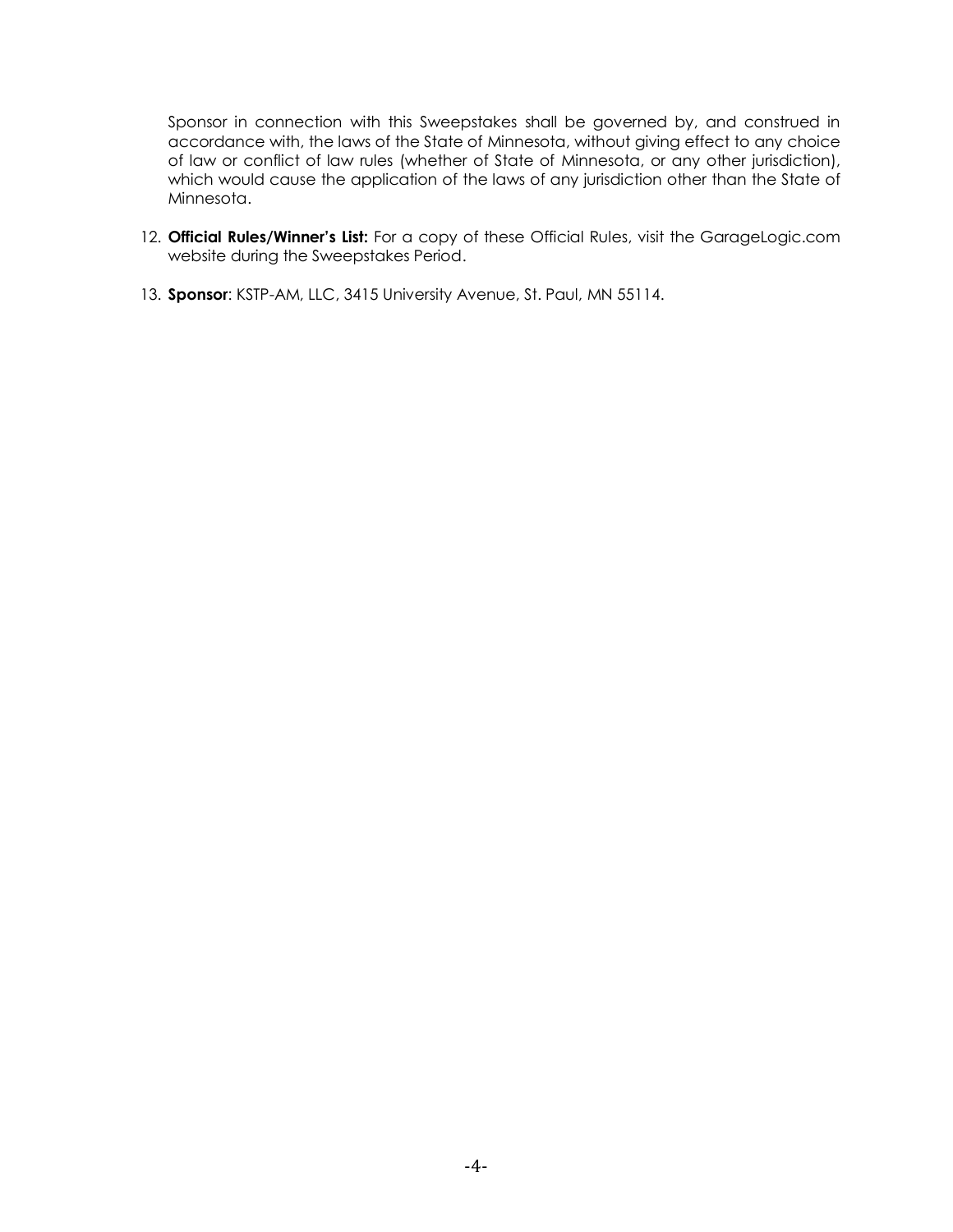Sponsor in connection with this Sweepstakes shall be governed by, and construed in accordance with, the laws of the State of Minnesota, without giving effect to any choice of law or conflict of law rules (whether of State of Minnesota, or any other jurisdiction), which would cause the application of the laws of any jurisdiction other than the State of Minnesota.

12. **Official Rules/Winner's List:** For a copy of these Official Rules, visit the GarageLogic.com website during the Sweepstakes Period.

13. **Sponsor**: KSTP-AM, LLC, 3415 University Avenue, St. Paul, MN 55114.